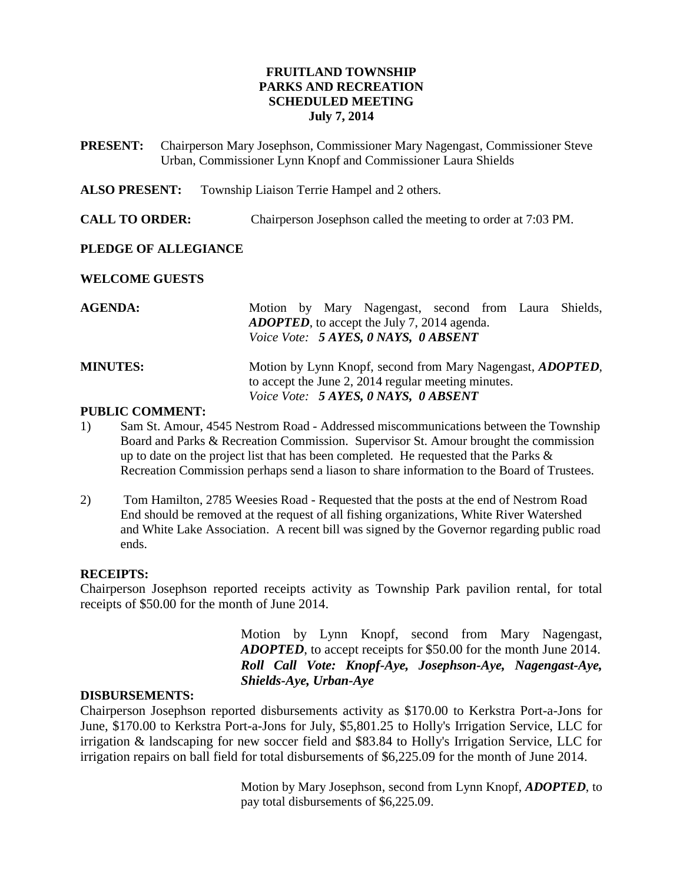# FRUITLAND TOWNSHIP
## PARKS AND RECREATION
## SCHEDULED MEETING
## July 7, 2014

**PRESENT:** Chairperson Mary Josephson, Commissioner Mary Nagengast, Commissioner Steve Urban, Commissioner Lynn Knopf and Commissioner Laura Shields

**ALSO PRESENT:** Township Liaison Terrie Hampel and 2 others.

**CALL TO ORDER:** Chairperson Josephson called the meeting to order at 7:03 PM.

**PLEDGE OF ALLEGIANCE**

**WELCOME GUESTS**

**AGENDA:** Motion by Mary Nagengast, second from Laura Shields, ***ADOPTED***, to accept the July 7, 2014 agenda.
*Voice Vote:* ***5 AYES, 0 NAYS, 0 ABSENT***

**MINUTES:** Motion by Lynn Knopf, second from Mary Nagengast, ***ADOPTED***, to accept the June 2, 2014 regular meeting minutes.
*Voice Vote:* ***5 AYES, 0 NAYS, 0 ABSENT***

**PUBLIC COMMENT:**

1) Sam St. Amour, 4545 Nestrom Road - Addressed miscommunications between the Township Board and Parks & Recreation Commission. Supervisor St. Amour brought the commission up to date on the project list that has been completed. He requested that the Parks & Recreation Commission perhaps send a liason to share information to the Board of Trustees.

2) Tom Hamilton, 2785 Weesies Road - Requested that the posts at the end of Nestrom Road End should be removed at the request of all fishing organizations, White River Watershed and White Lake Association. A recent bill was signed by the Governor regarding public road ends.

**RECEIPTS:**

Chairperson Josephson reported receipts activity as Township Park pavilion rental, for total receipts of $50.00 for the month of June 2014.

Motion by Lynn Knopf, second from Mary Nagengast, ***ADOPTED***, to accept receipts for $50.00 for the month June 2014.
***Roll Call Vote: Knopf-Aye, Josephson-Aye, Nagengast-Aye, Shields-Aye, Urban-Aye***

**DISBURSEMENTS:**

Chairperson Josephson reported disbursements activity as $170.00 to Kerkstra Port-a-Jons for June, $170.00 to Kerkstra Port-a-Jons for July, $5,801.25 to Holly's Irrigation Service, LLC for irrigation & landscaping for new soccer field and $83.84 to Holly's Irrigation Service, LLC for irrigation repairs on ball field for total disbursements of $6,225.09 for the month of June 2014.

Motion by Mary Josephson, second from Lynn Knopf, ***ADOPTED***, to pay total disbursements of $6,225.09.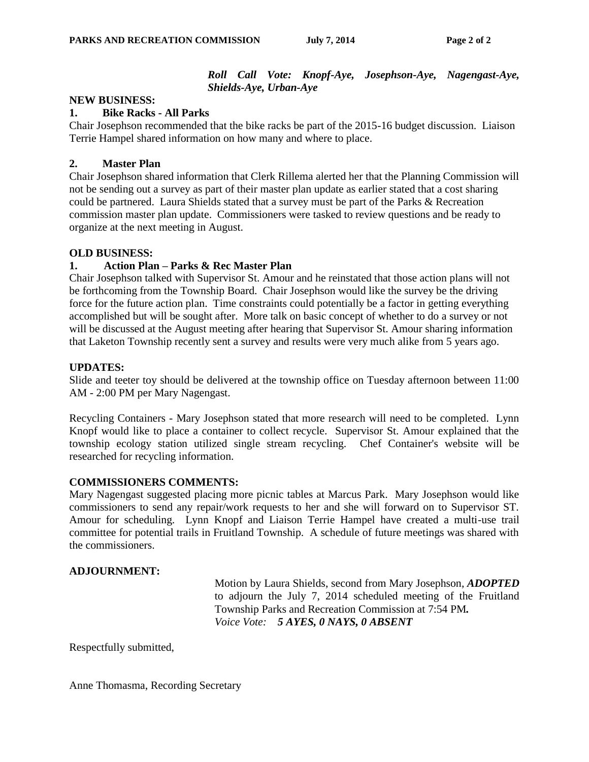***Roll Call Vote: Knopf-Aye, Josephson-Aye, Nagengast-Aye, Shields-Aye, Urban-Aye***

**NEW BUSINESS:**

**1. Bike Racks - All Parks**

Chair Josephson recommended that the bike racks be part of the 2015-16 budget discussion. Liaison Terrie Hampel shared information on how many and where to place.

**2. Master Plan**

Chair Josephson shared information that Clerk Rillema alerted her that the Planning Commission will not be sending out a survey as part of their master plan update as earlier stated that a cost sharing could be partnered. Laura Shields stated that a survey must be part of the Parks & Recreation commission master plan update. Commissioners were tasked to review questions and be ready to organize at the next meeting in August.

**OLD BUSINESS:**

**1. Action Plan – Parks & Rec Master Plan**

Chair Josephson talked with Supervisor St. Amour and he reinstated that those action plans will not be forthcoming from the Township Board. Chair Josephson would like the survey be the driving force for the future action plan. Time constraints could potentially be a factor in getting everything accomplished but will be sought after. More talk on basic concept of whether to do a survey or not will be discussed at the August meeting after hearing that Supervisor St. Amour sharing information that Laketon Township recently sent a survey and results were very much alike from 5 years ago.

**UPDATES:**

Slide and teeter toy should be delivered at the township office on Tuesday afternoon between 11:00 AM - 2:00 PM per Mary Nagengast.

Recycling Containers - Mary Josephson stated that more research will need to be completed. Lynn Knopf would like to place a container to collect recycle. Supervisor St. Amour explained that the township ecology station utilized single stream recycling. Chef Container's website will be researched for recycling information.

**COMMISSIONERS COMMENTS:**

Mary Nagengast suggested placing more picnic tables at Marcus Park. Mary Josephson would like commissioners to send any repair/work requests to her and she will forward on to Supervisor ST. Amour for scheduling. Lynn Knopf and Liaison Terrie Hampel have created a multi-use trail committee for potential trails in Fruitland Township. A schedule of future meetings was shared with the commissioners.

**ADJOURNMENT:**

Motion by Laura Shields, second from Mary Josephson, ***ADOPTED*** to adjourn the July 7, 2014 scheduled meeting of the Fruitland Township Parks and Recreation Commission at 7:54 PM**.**
*Voice Vote:* ***5 AYES, 0 NAYS, 0 ABSENT***

Respectfully submitted,

Anne Thomasma, Recording Secretary